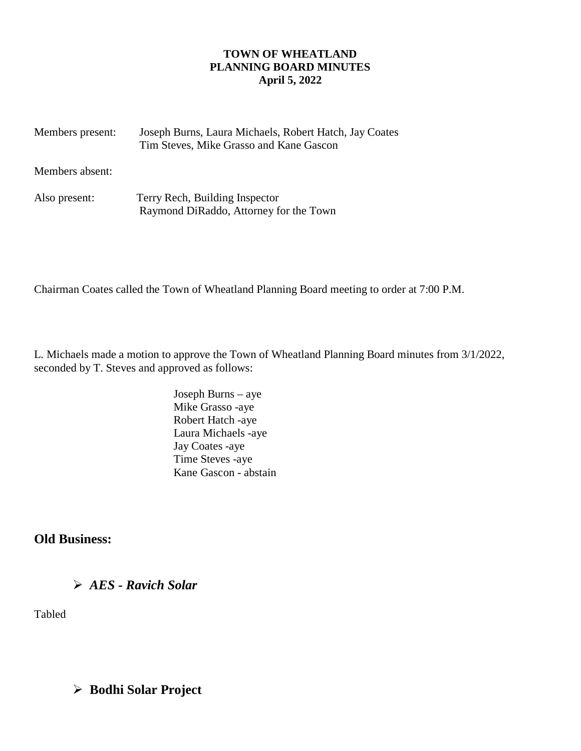**TOWN OF WHEATLAND**
**PLANNING BOARD MINUTES**
**April 5, 2022**

Members present: Joseph Burns, Laura Michaels, Robert Hatch, Jay Coates
Tim Steves, Mike Grasso and Kane Gascon

Members absent:

Also present: Terry Rech, Building Inspector
Raymond DiRaddo, Attorney for the Town

Chairman Coates called the Town of Wheatland Planning Board meeting to order at 7:00 P.M.

L. Michaels made a motion to approve the Town of Wheatland Planning Board minutes from 3/1/2022, seconded by T. Steves and approved as follows:

Joseph Burns – aye
Mike Grasso -aye
Robert Hatch -aye
Laura Michaels -aye
Jay Coates -aye
Time Steves -aye
Kane Gascon - abstain

## Old Business:

- ***AES - Ravich Solar***

Tabled

- **Bodhi Solar Project**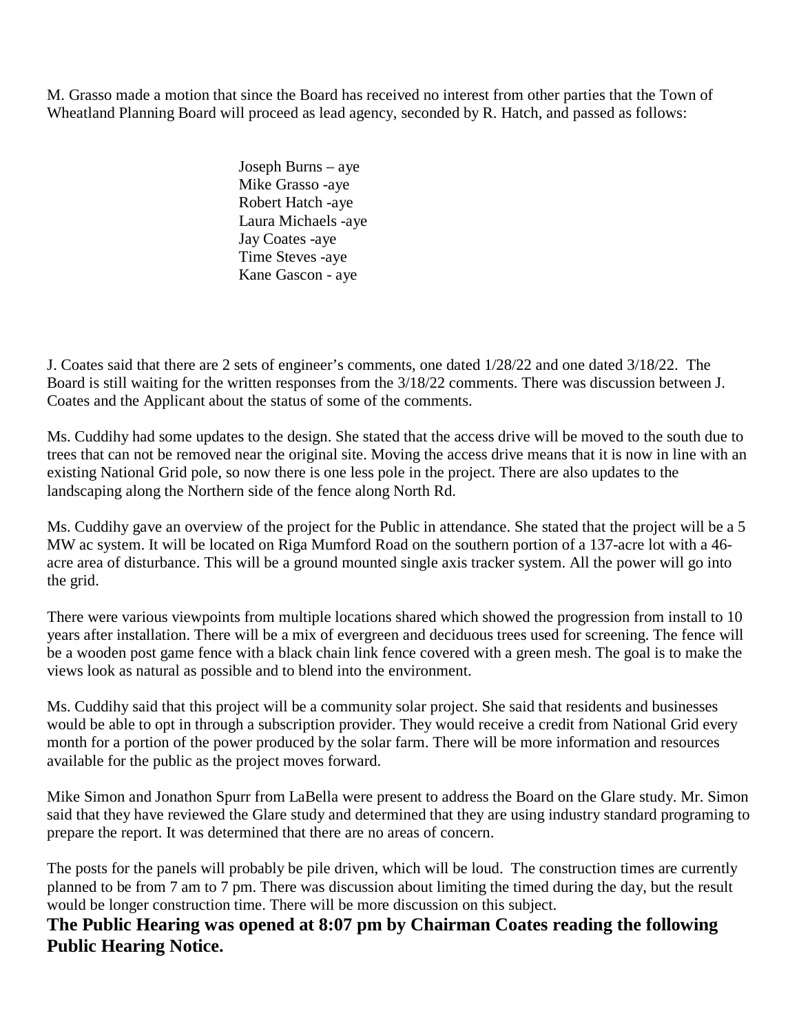M. Grasso made a motion that since the Board has received no interest from other parties that the Town of Wheatland Planning Board will proceed as lead agency, seconded by R. Hatch, and passed as follows:

Joseph Burns – aye
Mike Grasso -aye
Robert Hatch -aye
Laura Michaels -aye
Jay Coates -aye
Time Steves -aye
Kane Gascon - aye

J. Coates said that there are 2 sets of engineer's comments, one dated 1/28/22 and one dated 3/18/22. The Board is still waiting for the written responses from the 3/18/22 comments. There was discussion between J. Coates and the Applicant about the status of some of the comments.

Ms. Cuddihy had some updates to the design. She stated that the access drive will be moved to the south due to trees that can not be removed near the original site. Moving the access drive means that it is now in line with an existing National Grid pole, so now there is one less pole in the project. There are also updates to the landscaping along the Northern side of the fence along North Rd.

Ms. Cuddihy gave an overview of the project for the Public in attendance. She stated that the project will be a 5 MW ac system. It will be located on Riga Mumford Road on the southern portion of a 137-acre lot with a 46-acre area of disturbance. This will be a ground mounted single axis tracker system. All the power will go into the grid.

There were various viewpoints from multiple locations shared which showed the progression from install to 10 years after installation. There will be a mix of evergreen and deciduous trees used for screening. The fence will be a wooden post game fence with a black chain link fence covered with a green mesh. The goal is to make the views look as natural as possible and to blend into the environment.

Ms. Cuddihy said that this project will be a community solar project. She said that residents and businesses would be able to opt in through a subscription provider. They would receive a credit from National Grid every month for a portion of the power produced by the solar farm. There will be more information and resources available for the public as the project moves forward.

Mike Simon and Jonathon Spurr from LaBella were present to address the Board on the Glare study. Mr. Simon said that they have reviewed the Glare study and determined that they are using industry standard programing to prepare the report. It was determined that there are no areas of concern.

The posts for the panels will probably be pile driven, which will be loud. The construction times are currently planned to be from 7 am to 7 pm. There was discussion about limiting the timed during the day, but the result would be longer construction time. There will be more discussion on this subject.

**The Public Hearing was opened at 8:07 pm by Chairman Coates reading the following Public Hearing Notice.**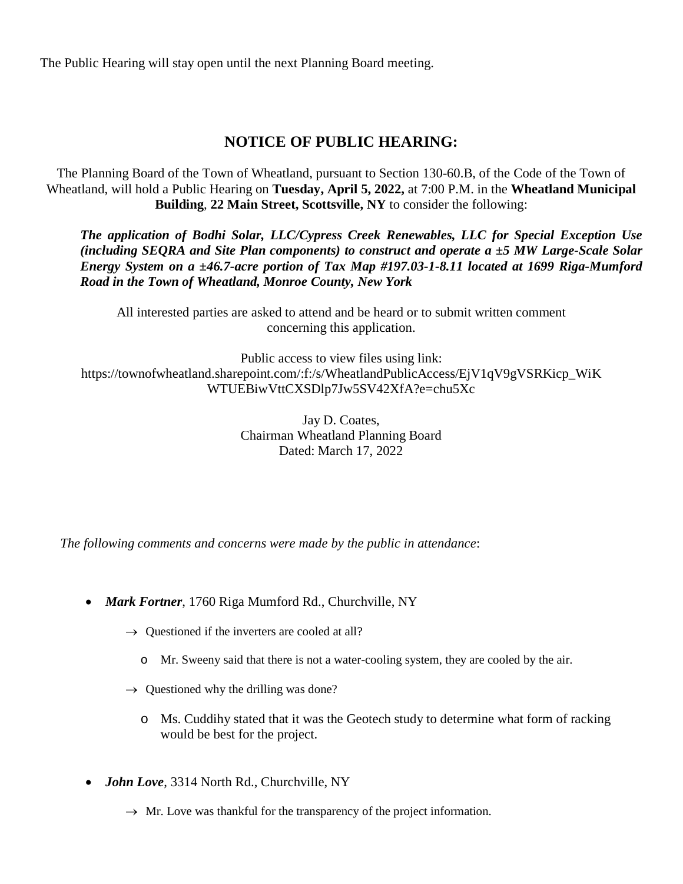The Public Hearing will stay open until the next Planning Board meeting.

## NOTICE OF PUBLIC HEARING:

The Planning Board of the Town of Wheatland, pursuant to Section 130-60.B, of the Code of the Town of Wheatland, will hold a Public Hearing on **Tuesday, April 5, 2022,** at 7:00 P.M. in the **Wheatland Municipal Building**, **22 Main Street, Scottsville, NY** to consider the following:

***The application of Bodhi Solar, LLC/Cypress Creek Renewables, LLC for Special Exception Use (including SEQRA and Site Plan components) to construct and operate a ±5 MW Large-Scale Solar Energy System on a ±46.7-acre portion of Tax Map #197.03-1-8.11 located at 1699 Riga-Mumford Road in the Town of Wheatland, Monroe County, New York***

All interested parties are asked to attend and be heard or to submit written comment concerning this application.

Public access to view files using link:
https://townofwheatland.sharepoint.com/:f:/s/WheatlandPublicAccess/EjV1qV9gVSRKicp_WiKWTUEBiwVttCXSDlp7Jw5SV42XfA?e=chu5Xc

Jay D. Coates,
Chairman Wheatland Planning Board
Dated: March 17, 2022

*The following comments and concerns were made by the public in attendance*:

- ***Mark Fortner***, 1760 Riga Mumford Rd., Churchville, NY
  - → Questioned if the inverters are cooled at all?
    - Mr. Sweeny said that there is not a water-cooling system, they are cooled by the air.
  - → Questioned why the drilling was done?
    - Ms. Cuddihy stated that it was the Geotech study to determine what form of racking would be best for the project.
- ***John Love***, 3314 North Rd., Churchville, NY
  - → Mr. Love was thankful for the transparency of the project information.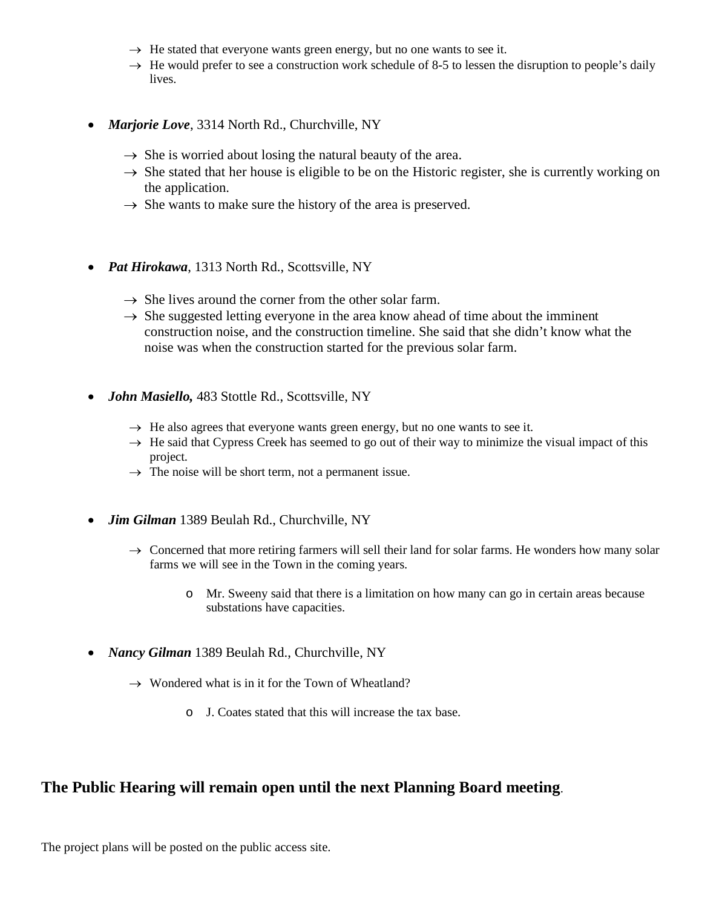- → He stated that everyone wants green energy, but no one wants to see it.
  - → He would prefer to see a construction work schedule of 8-5 to lessen the disruption to people's daily lives.

- ***Marjorie Love***, 3314 North Rd., Churchville, NY
  - → She is worried about losing the natural beauty of the area.
  - → She stated that her house is eligible to be on the Historic register, she is currently working on the application.
  - → She wants to make sure the history of the area is preserved.

- ***Pat Hirokawa***, 1313 North Rd., Scottsville, NY
  - → She lives around the corner from the other solar farm.
  - → She suggested letting everyone in the area know ahead of time about the imminent construction noise, and the construction timeline. She said that she didn't know what the noise was when the construction started for the previous solar farm.

- ***John Masiello,*** 483 Stottle Rd., Scottsville, NY
  - → He also agrees that everyone wants green energy, but no one wants to see it.
  - → He said that Cypress Creek has seemed to go out of their way to minimize the visual impact of this project.
  - → The noise will be short term, not a permanent issue.

- ***Jim Gilman*** 1389 Beulah Rd., Churchville, NY
  - → Concerned that more retiring farmers will sell their land for solar farms. He wonders how many solar farms we will see in the Town in the coming years.
    - o Mr. Sweeny said that there is a limitation on how many can go in certain areas because substations have capacities.

- ***Nancy Gilman*** 1389 Beulah Rd., Churchville, NY
  - → Wondered what is in it for the Town of Wheatland?
    - o J. Coates stated that this will increase the tax base.

## The Public Hearing will remain open until the next Planning Board meeting.

The project plans will be posted on the public access site.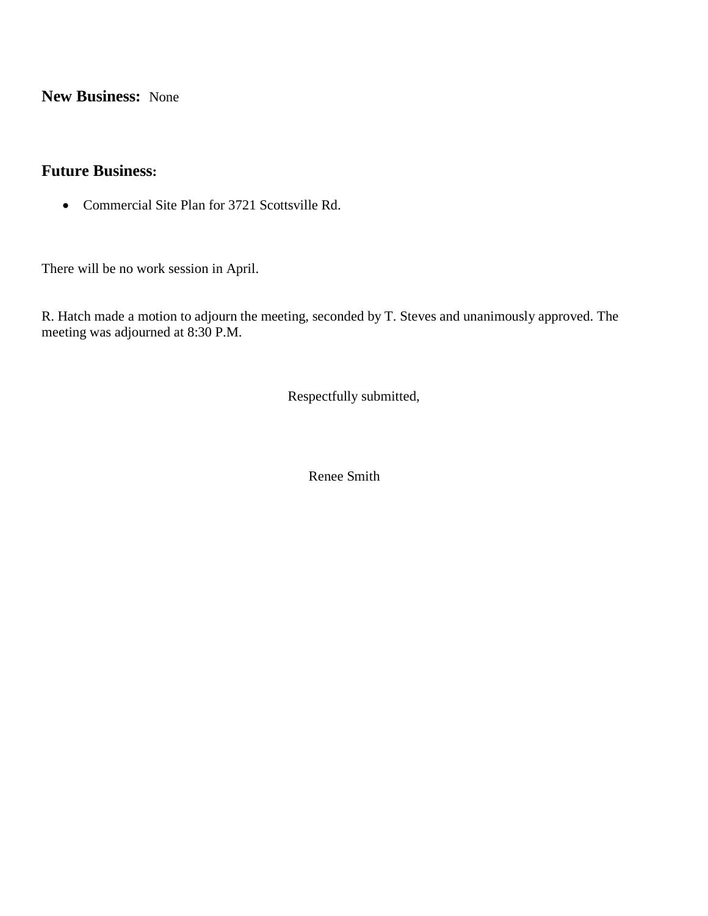**New Business:** None

**Future Business:**

- Commercial Site Plan for 3721 Scottsville Rd.

There will be no work session in April.

R. Hatch made a motion to adjourn the meeting, seconded by T. Steves and unanimously approved. The meeting was adjourned at 8:30 P.M.

Respectfully submitted,

Renee Smith